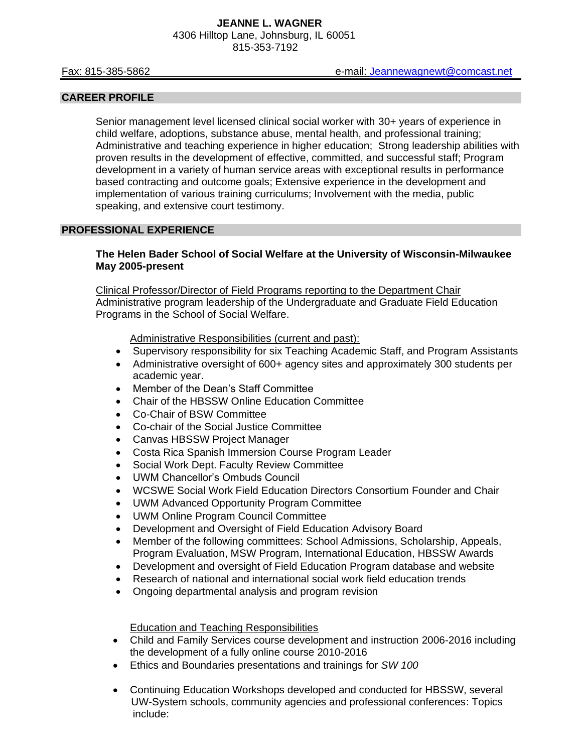**JEANNE L. WAGNER**
4306 Hilltop Lane, Johnsburg, IL 60051
815-353-7192

Fax: 815-385-5862 e-mail: Jeannewagnewt@comcast.net

## CAREER PROFILE

Senior management level licensed clinical social worker with 30+ years of experience in child welfare, adoptions, substance abuse, mental health, and professional training; Administrative and teaching experience in higher education; Strong leadership abilities with proven results in the development of effective, committed, and successful staff; Program development in a variety of human service areas with exceptional results in performance based contracting and outcome goals; Extensive experience in the development and implementation of various training curriculums; Involvement with the media, public speaking, and extensive court testimony.

## PROFESSIONAL EXPERIENCE

**The Helen Bader School of Social Welfare at the University of Wisconsin-Milwaukee**
**May 2005-present**

Clinical Professor/Director of Field Programs reporting to the Department Chair
Administrative program leadership of the Undergraduate and Graduate Field Education Programs in the School of Social Welfare.

Administrative Responsibilities (current and past):

- Supervisory responsibility for six Teaching Academic Staff, and Program Assistants
- Administrative oversight of 600+ agency sites and approximately 300 students per academic year.
- Member of the Dean's Staff Committee
- Chair of the HBSSW Online Education Committee
- Co-Chair of BSW Committee
- Co-chair of the Social Justice Committee
- Canvas HBSSW Project Manager
- Costa Rica Spanish Immersion Course Program Leader
- Social Work Dept. Faculty Review Committee
- UWM Chancellor's Ombuds Council
- WCSWE Social Work Field Education Directors Consortium Founder and Chair
- UWM Advanced Opportunity Program Committee
- UWM Online Program Council Committee
- Development and Oversight of Field Education Advisory Board
- Member of the following committees: School Admissions, Scholarship, Appeals, Program Evaluation, MSW Program, International Education, HBSSW Awards
- Development and oversight of Field Education Program database and website
- Research of national and international social work field education trends
- Ongoing departmental analysis and program revision

Education and Teaching Responsibilities

- Child and Family Services course development and instruction 2006-2016 including the development of a fully online course 2010-2016
- Ethics and Boundaries presentations and trainings for *SW 100*
- Continuing Education Workshops developed and conducted for HBSSW, several UW-System schools, community agencies and professional conferences: Topics include: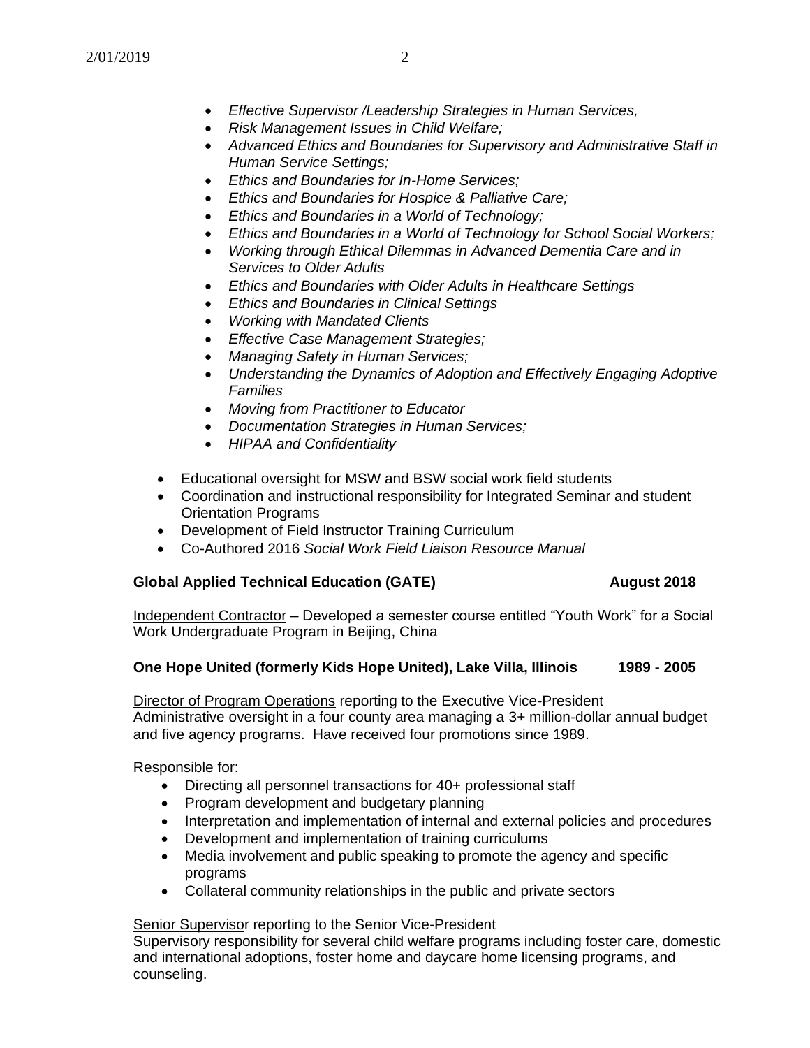- *Effective Supervisor /Leadership Strategies in Human Services,*
- *Risk Management Issues in Child Welfare;*
- *Advanced Ethics and Boundaries for Supervisory and Administrative Staff in Human Service Settings;*
- *Ethics and Boundaries for In-Home Services;*
- *Ethics and Boundaries for Hospice & Palliative Care;*
- *Ethics and Boundaries in a World of Technology;*
- *Ethics and Boundaries in a World of Technology for School Social Workers;*
- *Working through Ethical Dilemmas in Advanced Dementia Care and in Services to Older Adults*
- *Ethics and Boundaries with Older Adults in Healthcare Settings*
- *Ethics and Boundaries in Clinical Settings*
- *Working with Mandated Clients*
- *Effective Case Management Strategies;*
- *Managing Safety in Human Services;*
- *Understanding the Dynamics of Adoption and Effectively Engaging Adoptive Families*
- *Moving from Practitioner to Educator*
- *Documentation Strategies in Human Services;*
- *HIPAA and Confidentiality*

- Educational oversight for MSW and BSW social work field students
- Coordination and instructional responsibility for Integrated Seminar and student Orientation Programs
- Development of Field Instructor Training Curriculum
- Co-Authored 2016 *Social Work Field Liaison Resource Manual*

**Global Applied Technical Education (GATE)** **August 2018**

Independent Contractor – Developed a semester course entitled "Youth Work" for a Social Work Undergraduate Program in Beijing, China

**One Hope United (formerly Kids Hope United), Lake Villa, Illinois** **1989 - 2005**

Director of Program Operations reporting to the Executive Vice-President
Administrative oversight in a four county area managing a 3+ million-dollar annual budget and five agency programs. Have received four promotions since 1989.

Responsible for:

- Directing all personnel transactions for 40+ professional staff
- Program development and budgetary planning
- Interpretation and implementation of internal and external policies and procedures
- Development and implementation of training curriculums
- Media involvement and public speaking to promote the agency and specific programs
- Collateral community relationships in the public and private sectors

Senior Supervisor reporting to the Senior Vice-President
Supervisory responsibility for several child welfare programs including foster care, domestic and international adoptions, foster home and daycare home licensing programs, and counseling.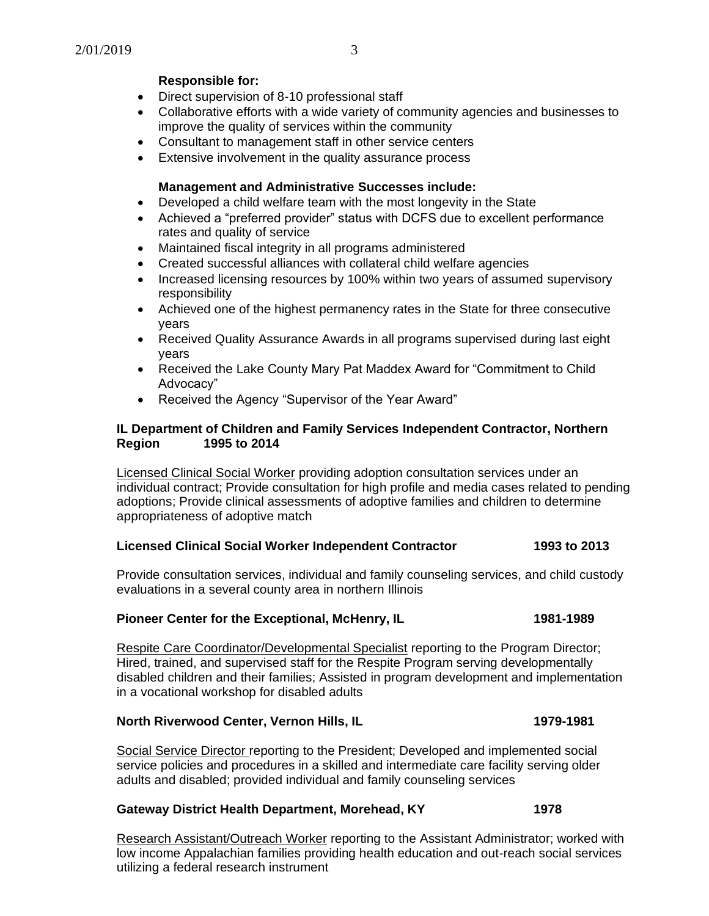**Responsible for:**

- Direct supervision of 8-10 professional staff
- Collaborative efforts with a wide variety of community agencies and businesses to improve the quality of services within the community
- Consultant to management staff in other service centers
- Extensive involvement in the quality assurance process

**Management and Administrative Successes include:**

- Developed a child welfare team with the most longevity in the State
- Achieved a "preferred provider" status with DCFS due to excellent performance rates and quality of service
- Maintained fiscal integrity in all programs administered
- Created successful alliances with collateral child welfare agencies
- Increased licensing resources by 100% within two years of assumed supervisory responsibility
- Achieved one of the highest permanency rates in the State for three consecutive years
- Received Quality Assurance Awards in all programs supervised during last eight years
- Received the Lake County Mary Pat Maddex Award for "Commitment to Child Advocacy"
- Received the Agency "Supervisor of the Year Award"

**IL Department of Children and Family Services Independent Contractor, Northern Region 1995 to 2014**

Licensed Clinical Social Worker providing adoption consultation services under an individual contract; Provide consultation for high profile and media cases related to pending adoptions; Provide clinical assessments of adoptive families and children to determine appropriateness of adoptive match

**Licensed Clinical Social Worker Independent Contractor 1993 to 2013**

Provide consultation services, individual and family counseling services, and child custody evaluations in a several county area in northern Illinois

**Pioneer Center for the Exceptional, McHenry, IL 1981-1989**

Respite Care Coordinator/Developmental Specialist reporting to the Program Director; Hired, trained, and supervised staff for the Respite Program serving developmentally disabled children and their families; Assisted in program development and implementation in a vocational workshop for disabled adults

**North Riverwood Center, Vernon Hills, IL 1979-1981**

Social Service Director reporting to the President; Developed and implemented social service policies and procedures in a skilled and intermediate care facility serving older adults and disabled; provided individual and family counseling services

**Gateway District Health Department, Morehead, KY 1978**

Research Assistant/Outreach Worker reporting to the Assistant Administrator; worked with low income Appalachian families providing health education and out-reach social services utilizing a federal research instrument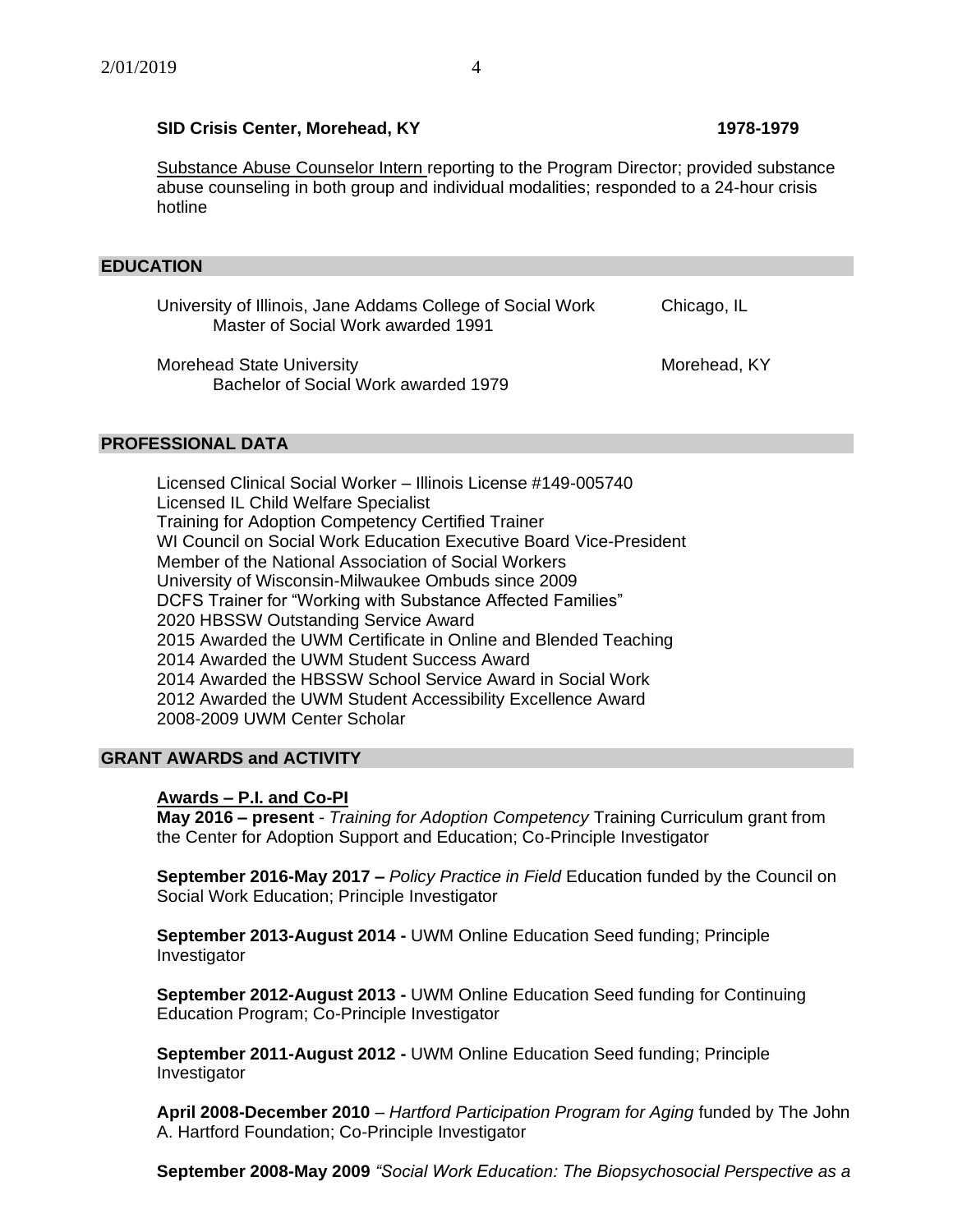**SID Crisis Center, Morehead, KY** **1978-1979**

Substance Abuse Counselor Intern reporting to the Program Director; provided substance abuse counseling in both group and individual modalities; responded to a 24-hour crisis hotline

## EDUCATION

University of Illinois, Jane Addams College of Social Work — Chicago, IL
Master of Social Work awarded 1991

Morehead State University — Morehead, KY
Bachelor of Social Work awarded 1979

## PROFESSIONAL DATA

Licensed Clinical Social Worker – Illinois License #149-005740
Licensed IL Child Welfare Specialist
Training for Adoption Competency Certified Trainer
WI Council on Social Work Education Executive Board Vice-President
Member of the National Association of Social Workers
University of Wisconsin-Milwaukee Ombuds since 2009
DCFS Trainer for "Working with Substance Affected Families"
2020 HBSSW Outstanding Service Award
2015 Awarded the UWM Certificate in Online and Blended Teaching
2014 Awarded the UWM Student Success Award
2014 Awarded the HBSSW School Service Award in Social Work
2012 Awarded the UWM Student Accessibility Excellence Award
2008-2009 UWM Center Scholar

## GRANT AWARDS and ACTIVITY

**Awards – P.I. and Co-PI**

**May 2016 – present** - *Training for Adoption Competency* Training Curriculum grant from the Center for Adoption Support and Education; Co-Principle Investigator

**September 2016-May 2017 –** *Policy Practice in Field* Education funded by the Council on Social Work Education; Principle Investigator

**September 2013-August 2014 -** UWM Online Education Seed funding; Principle Investigator

**September 2012-August 2013 -** UWM Online Education Seed funding for Continuing Education Program; Co-Principle Investigator

**September 2011-August 2012 -** UWM Online Education Seed funding; Principle Investigator

**April 2008-December 2010** – *Hartford Participation Program for Aging* funded by The John A. Hartford Foundation; Co-Principle Investigator

**September 2008-May 2009** *"Social Work Education: The Biopsychosocial Perspective as a*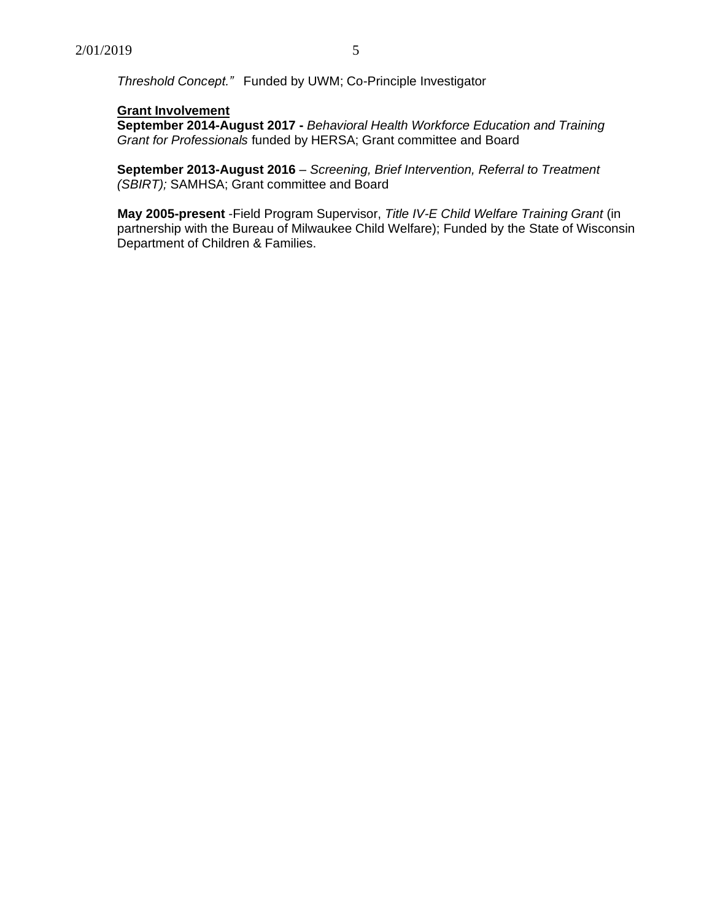*Threshold Concept."* Funded by UWM; Co-Principle Investigator

**Grant Involvement**

**September 2014-August 2017 -** *Behavioral Health Workforce Education and Training Grant for Professionals* funded by HERSA; Grant committee and Board

**September 2013-August 2016** – *Screening, Brief Intervention, Referral to Treatment (SBIRT);* SAMHSA; Grant committee and Board

**May 2005-present** -Field Program Supervisor, *Title IV-E Child Welfare Training Grant* (in partnership with the Bureau of Milwaukee Child Welfare); Funded by the State of Wisconsin Department of Children & Families.